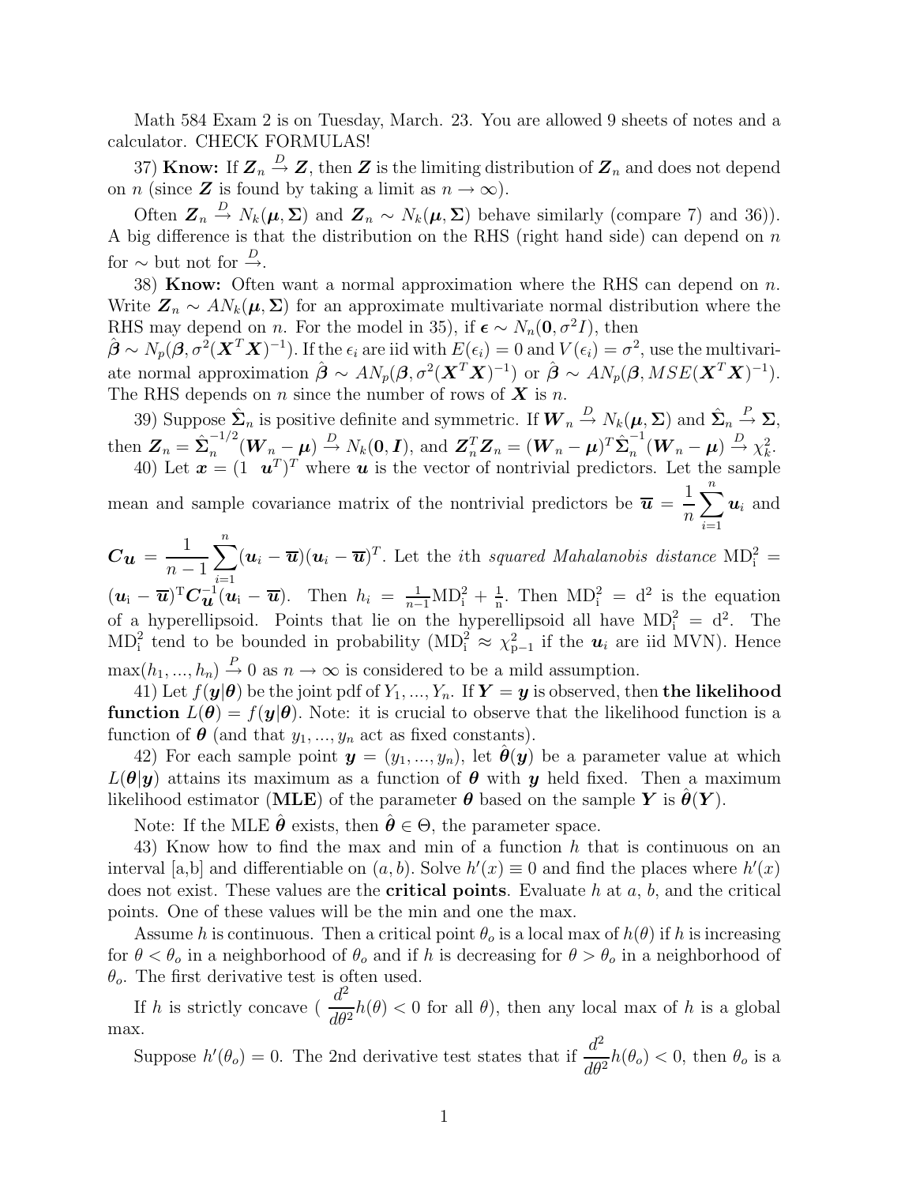Math 584 Exam 2 is on Tuesday, March. 23. You are allowed 9 sheets of notes and a calculator. CHECK FORMULAS!

37) **Know:** If $\boldsymbol{Z}_n \xrightarrow{D} \boldsymbol{Z}$, then $\boldsymbol{Z}$ is the limiting distribution of $\boldsymbol{Z}_n$ and does not depend on $n$ (since $\boldsymbol{Z}$ is found by taking a limit as $n \to \infty$).

Often $\boldsymbol{Z}_n \xrightarrow{D} N_k(\boldsymbol{\mu}, \boldsymbol{\Sigma})$ and $\boldsymbol{Z}_n \sim N_k(\boldsymbol{\mu}, \boldsymbol{\Sigma})$ behave similarly (compare 7) and 36)). A big difference is that the distribution on the RHS (right hand side) can depend on $n$ for $\sim$ but not for $\xrightarrow{D}$.

38) **Know:** Often want a normal approximation where the RHS can depend on $n$. Write $\boldsymbol{Z}_n \sim AN_k(\boldsymbol{\mu}, \boldsymbol{\Sigma})$ for an approximate multivariate normal distribution where the RHS may depend on $n$. For the model in 35), if $\boldsymbol{\epsilon} \sim N_n(\boldsymbol{0}, \sigma^2 I)$, then $\hat{\boldsymbol{\beta}} \sim N_p(\boldsymbol{\beta}, \sigma^2(\boldsymbol{X}^T\boldsymbol{X})^{-1})$. If the $\epsilon_i$ are iid with $E(\epsilon_i) = 0$ and $V(\epsilon_i) = \sigma^2$, use the multivariate normal approximation $\hat{\boldsymbol{\beta}} \sim AN_p(\boldsymbol{\beta}, \sigma^2(\boldsymbol{X}^T\boldsymbol{X})^{-1})$ or $\hat{\boldsymbol{\beta}} \sim AN_p(\boldsymbol{\beta}, MSE(\boldsymbol{X}^T\boldsymbol{X})^{-1})$. The RHS depends on $n$ since the number of rows of $\boldsymbol{X}$ is $n$.

39) Suppose $\hat{\boldsymbol{\Sigma}}_n$ is positive definite and symmetric. If $\boldsymbol{W}_n \xrightarrow{D} N_k(\boldsymbol{\mu}, \boldsymbol{\Sigma})$ and $\hat{\boldsymbol{\Sigma}}_n \xrightarrow{P} \boldsymbol{\Sigma}$, then $\boldsymbol{Z}_n = \hat{\boldsymbol{\Sigma}}_n^{-1/2}(\boldsymbol{W}_n - \boldsymbol{\mu}) \xrightarrow{D} N_k(\boldsymbol{0}, \boldsymbol{I})$, and $\boldsymbol{Z}_n^T\boldsymbol{Z}_n = (\boldsymbol{W}_n - \boldsymbol{\mu})^T\hat{\boldsymbol{\Sigma}}_n^{-1}(\boldsymbol{W}_n - \boldsymbol{\mu}) \xrightarrow{D} \chi^2_k$.

40) Let $\boldsymbol{x} = (1 \;\; \boldsymbol{u}^T)^T$ where $\boldsymbol{u}$ is the vector of nontrivial predictors. Let the sample mean and sample covariance matrix of the nontrivial predictors be $\overline{\boldsymbol{u}} = \frac{1}{n}\sum_{i=1}^n \boldsymbol{u}_i$ and $\boldsymbol{C}_{\boldsymbol{u}} = \frac{1}{n-1}\sum_{i=1}^n (\boldsymbol{u}_i - \overline{\boldsymbol{u}})(\boldsymbol{u}_i - \overline{\boldsymbol{u}})^T$. Let the $i$th *squared Mahalanobis distance* $\mathrm{MD}_i^2 = (\boldsymbol{u}_i - \overline{\boldsymbol{u}})^T\boldsymbol{C}_{\boldsymbol{u}}^{-1}(\boldsymbol{u}_i - \overline{\boldsymbol{u}})$. Then $h_i = \frac{1}{n-1}\mathrm{MD}_i^2 + \frac{1}{n}$. Then $\mathrm{MD}_i^2 = \mathrm{d}^2$ is the equation of a hyperellipsoid. Points that lie on the hyperellipsoid all have $\mathrm{MD}_i^2 = \mathrm{d}^2$. The $\mathrm{MD}_i^2$ tend to be bounded in probability ($\mathrm{MD}_i^2 \approx \chi^2_{p-1}$ if the $\boldsymbol{u}_i$ are iid MVN). Hence $\max(h_1, ..., h_n) \xrightarrow{P} 0$ as $n \to \infty$ is considered to be a mild assumption.

41) Let $f(\boldsymbol{y}|\boldsymbol{\theta})$ be the joint pdf of $Y_1, ..., Y_n$. If $\boldsymbol{Y} = \boldsymbol{y}$ is observed, then **the likelihood function** $L(\boldsymbol{\theta}) = f(\boldsymbol{y}|\boldsymbol{\theta})$. Note: it is crucial to observe that the likelihood function is a function of $\boldsymbol{\theta}$ (and that $y_1, ..., y_n$ act as fixed constants).

42) For each sample point $\boldsymbol{y} = (y_1, ..., y_n)$, let $\hat{\boldsymbol{\theta}}(\boldsymbol{y})$ be a parameter value at which $L(\boldsymbol{\theta}|\boldsymbol{y})$ attains its maximum as a function of $\boldsymbol{\theta}$ with $\boldsymbol{y}$ held fixed. Then a maximum likelihood estimator (**MLE**) of the parameter $\boldsymbol{\theta}$ based on the sample $\boldsymbol{Y}$ is $\hat{\boldsymbol{\theta}}(\boldsymbol{Y})$.

Note: If the MLE $\hat{\boldsymbol{\theta}}$ exists, then $\hat{\boldsymbol{\theta}} \in \Theta$, the parameter space.

43) Know how to find the max and min of a function $h$ that is continuous on an interval [a,b] and differentiable on $(a, b)$. Solve $h'(x) \equiv 0$ and find the places where $h'(x)$ does not exist. These values are the **critical points**. Evaluate $h$ at $a$, $b$, and the critical points. One of these values will be the min and one the max.

Assume $h$ is continuous. Then a critical point $\theta_o$ is a local max of $h(\theta)$ if $h$ is increasing for $\theta < \theta_o$ in a neighborhood of $\theta_o$ and if $h$ is decreasing for $\theta > \theta_o$ in a neighborhood of $\theta_o$. The first derivative test is often used.

If $h$ is strictly concave ( $\frac{d^2}{d\theta^2}h(\theta) < 0$ for all $\theta$), then any local max of $h$ is a global max.

Suppose $h'(\theta_o) = 0$. The 2nd derivative test states that if $\frac{d^2}{d\theta^2}h(\theta_o) < 0$, then $\theta_o$ is a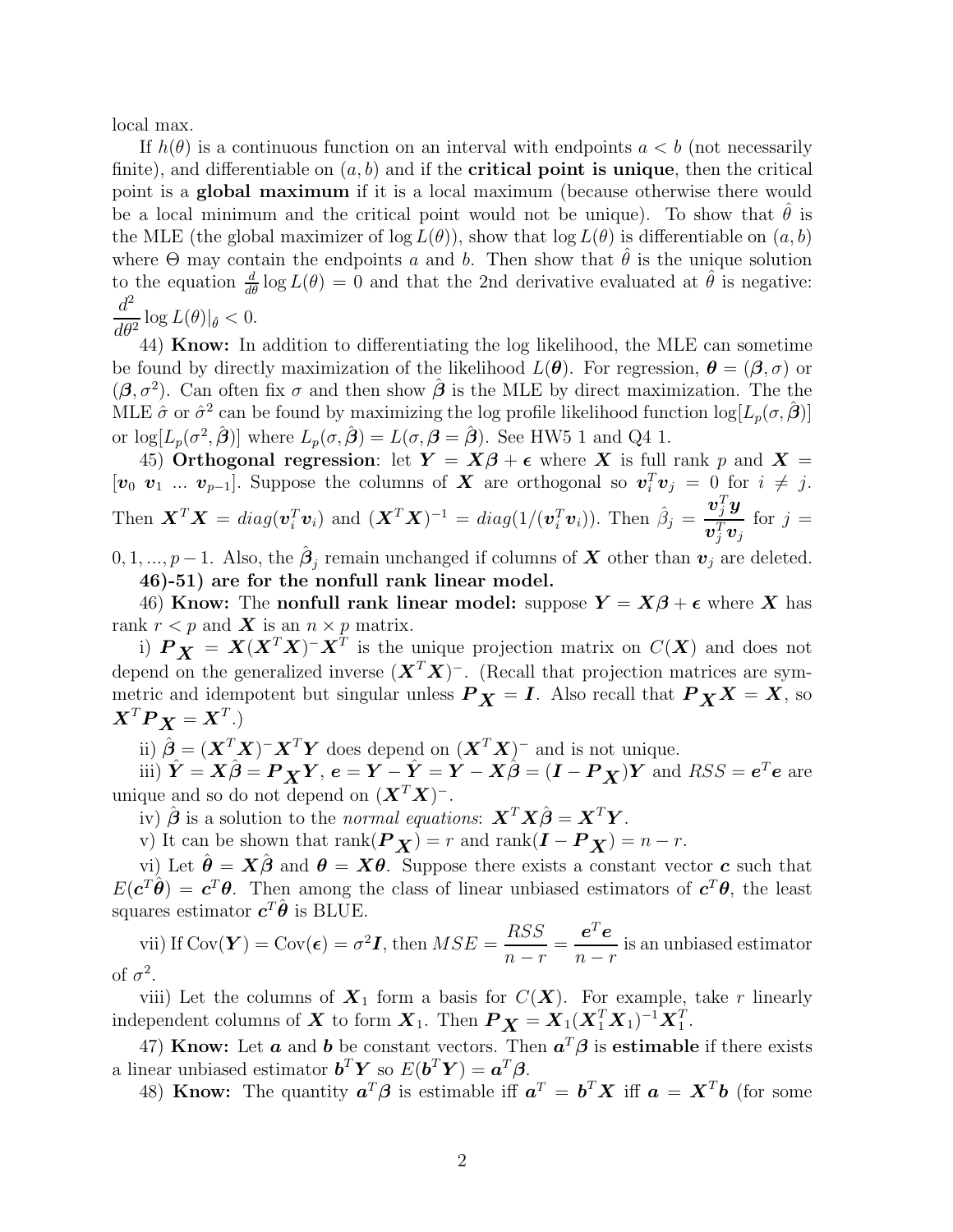local max.

If $h(\theta)$ is a continuous function on an interval with endpoints $a < b$ (not necessarily finite), and differentiable on $(a, b)$ and if the **critical point is unique**, then the critical point is a **global maximum** if it is a local maximum (because otherwise there would be a local minimum and the critical point would not be unique). To show that $\hat{\theta}$ is the MLE (the global maximizer of $\log L(\theta)$), show that $\log L(\theta)$ is differentiable on $(a, b)$ where $\Theta$ may contain the endpoints $a$ and $b$. Then show that $\hat{\theta}$ is the unique solution to the equation $\frac{d}{d\theta} \log L(\theta) = 0$ and that the 2nd derivative evaluated at $\hat{\theta}$ is negative: $\frac{d^2}{d\theta^2} \log L(\theta)|_{\hat{\theta}} < 0$.

44) **Know:** In addition to differentiating the log likelihood, the MLE can sometime be found by directly maximization of the likelihood $L(\boldsymbol{\theta})$. For regression, $\boldsymbol{\theta} = (\boldsymbol{\beta}, \sigma)$ or $(\boldsymbol{\beta}, \sigma^2)$. Can often fix $\sigma$ and then show $\hat{\boldsymbol{\beta}}$ is the MLE by direct maximization. The the MLE $\hat{\sigma}$ or $\hat{\sigma}^2$ can be found by maximizing the log profile likelihood function $\log[L_p(\sigma, \hat{\boldsymbol{\beta}})]$ or $\log[L_p(\sigma^2, \hat{\boldsymbol{\beta}})]$ where $L_p(\sigma, \hat{\boldsymbol{\beta}}) = L(\sigma, \boldsymbol{\beta} = \hat{\boldsymbol{\beta}})$. See HW5 1 and Q4 1.

45) **Orthogonal regression**: let $\boldsymbol{Y} = \boldsymbol{X}\boldsymbol{\beta} + \boldsymbol{\epsilon}$ where $\boldsymbol{X}$ is full rank $p$ and $\boldsymbol{X} = [\boldsymbol{v}_0 \ \boldsymbol{v}_1 \ ... \ \boldsymbol{v}_{p-1}]$. Suppose the columns of $\boldsymbol{X}$ are orthogonal so $\boldsymbol{v}_i^T \boldsymbol{v}_j = 0$ for $i \neq j$. Then $\boldsymbol{X}^T\boldsymbol{X} = diag(\boldsymbol{v}_i^T\boldsymbol{v}_i)$ and $(\boldsymbol{X}^T\boldsymbol{X})^{-1} = diag(1/(\boldsymbol{v}_i^T\boldsymbol{v}_i))$. Then $\hat{\beta}_j = \dfrac{\boldsymbol{v}_j^T\boldsymbol{y}}{\boldsymbol{v}_j^T\boldsymbol{v}_j}$ for $j = 0, 1, ..., p-1$. Also, the $\hat{\boldsymbol{\beta}}_j$ remain unchanged if columns of $\boldsymbol{X}$ other than $\boldsymbol{v}_j$ are deleted.

**46)-51) are for the nonfull rank linear model.**

46) **Know:** The **nonfull rank linear model:** suppose $\boldsymbol{Y} = \boldsymbol{X}\boldsymbol{\beta} + \boldsymbol{\epsilon}$ where $\boldsymbol{X}$ has rank $r < p$ and $\boldsymbol{X}$ is an $n \times p$ matrix.

i) $\boldsymbol{P}_{\boldsymbol{X}} = \boldsymbol{X}(\boldsymbol{X}^T\boldsymbol{X})^-\boldsymbol{X}^T$ is the unique projection matrix on $C(\boldsymbol{X})$ and does not depend on the generalized inverse $(\boldsymbol{X}^T\boldsymbol{X})^-$. (Recall that projection matrices are symmetric and idempotent but singular unless $\boldsymbol{P}_{\boldsymbol{X}} = \boldsymbol{I}$. Also recall that $\boldsymbol{P}_{\boldsymbol{X}}\boldsymbol{X} = \boldsymbol{X}$, so $\boldsymbol{X}^T\boldsymbol{P}_{\boldsymbol{X}} = \boldsymbol{X}^T$.)

ii) $\hat{\boldsymbol{\beta}} = (\boldsymbol{X}^T\boldsymbol{X})^-\boldsymbol{X}^T\boldsymbol{Y}$ does depend on $(\boldsymbol{X}^T\boldsymbol{X})^-$ and is not unique.

iii) $\hat{\boldsymbol{Y}} = \boldsymbol{X}\hat{\boldsymbol{\beta}} = \boldsymbol{P}_{\boldsymbol{X}}\boldsymbol{Y}$, $\boldsymbol{e} = \boldsymbol{Y} - \hat{\boldsymbol{Y}} = \boldsymbol{Y} - \boldsymbol{X}\hat{\boldsymbol{\beta}} = (\boldsymbol{I} - \boldsymbol{P}_{\boldsymbol{X}})\boldsymbol{Y}$ and $RSS = \boldsymbol{e}^T\boldsymbol{e}$ are unique and so do not depend on $(\boldsymbol{X}^T\boldsymbol{X})^-$.

iv) $\hat{\boldsymbol{\beta}}$ is a solution to the *normal equations*: $\boldsymbol{X}^T\boldsymbol{X}\hat{\boldsymbol{\beta}} = \boldsymbol{X}^T\boldsymbol{Y}$.

v) It can be shown that rank$(\boldsymbol{P}_{\boldsymbol{X}}) = r$ and rank$(\boldsymbol{I} - \boldsymbol{P}_{\boldsymbol{X}}) = n - r$.

vi) Let $\hat{\boldsymbol{\theta}} = \boldsymbol{X}\hat{\boldsymbol{\beta}}$ and $\boldsymbol{\theta} = \boldsymbol{X}\boldsymbol{\theta}$. Suppose there exists a constant vector $\boldsymbol{c}$ such that $E(\boldsymbol{c}^T\hat{\boldsymbol{\theta}}) = \boldsymbol{c}^T\boldsymbol{\theta}$. Then among the class of linear unbiased estimators of $\boldsymbol{c}^T\boldsymbol{\theta}$, the least squares estimator $\boldsymbol{c}^T\hat{\boldsymbol{\theta}}$ is BLUE.

vii) If $\text{Cov}(\boldsymbol{Y}) = \text{Cov}(\boldsymbol{\epsilon}) = \sigma^2\boldsymbol{I}$, then $MSE = \dfrac{RSS}{n-r} = \dfrac{\boldsymbol{e}^T\boldsymbol{e}}{n-r}$ is an unbiased estimator of $\sigma^2$.

viii) Let the columns of $\boldsymbol{X}_1$ form a basis for $C(\boldsymbol{X})$. For example, take $r$ linearly independent columns of $\boldsymbol{X}$ to form $\boldsymbol{X}_1$. Then $\boldsymbol{P}_{\boldsymbol{X}} = \boldsymbol{X}_1(\boldsymbol{X}_1^T\boldsymbol{X}_1)^{-1}\boldsymbol{X}_1^T$.

47) **Know:** Let $\boldsymbol{a}$ and $\boldsymbol{b}$ be constant vectors. Then $\boldsymbol{a}^T\boldsymbol{\beta}$ is **estimable** if there exists a linear unbiased estimator $\boldsymbol{b}^T\boldsymbol{Y}$ so $E(\boldsymbol{b}^T\boldsymbol{Y}) = \boldsymbol{a}^T\boldsymbol{\beta}$.

48) **Know:** The quantity $\boldsymbol{a}^T\boldsymbol{\beta}$ is estimable iff $\boldsymbol{a}^T = \boldsymbol{b}^T\boldsymbol{X}$ iff $\boldsymbol{a} = \boldsymbol{X}^T\boldsymbol{b}$ (for some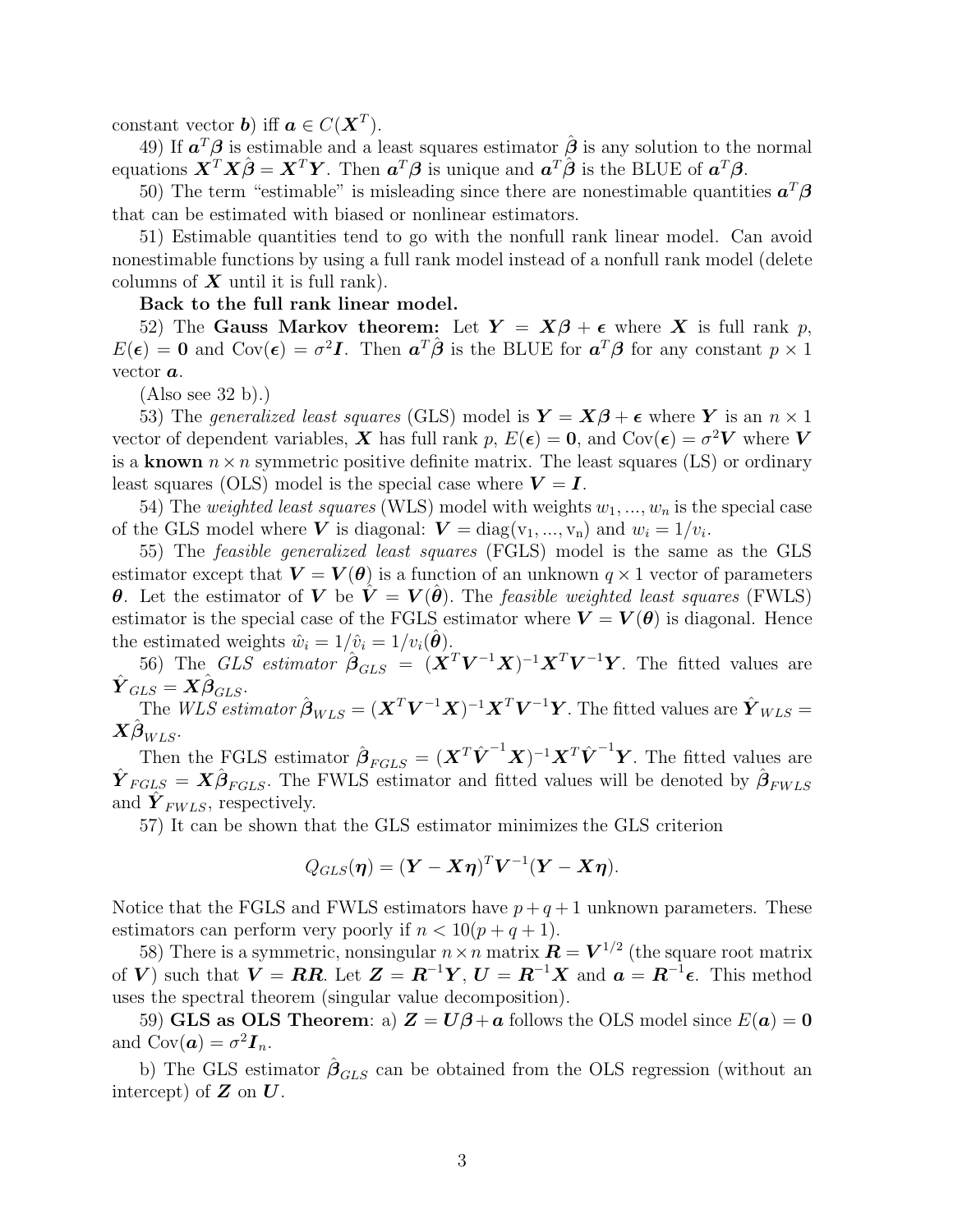constant vector $\boldsymbol{b}$) iff $\boldsymbol{a} \in C(\boldsymbol{X}^T)$.

49) If $\boldsymbol{a}^T\boldsymbol{\beta}$ is estimable and a least squares estimator $\hat{\boldsymbol{\beta}}$ is any solution to the normal equations $\boldsymbol{X}^T\boldsymbol{X}\hat{\boldsymbol{\beta}} = \boldsymbol{X}^T\boldsymbol{Y}$. Then $\boldsymbol{a}^T\boldsymbol{\beta}$ is unique and $\boldsymbol{a}^T\hat{\boldsymbol{\beta}}$ is the BLUE of $\boldsymbol{a}^T\boldsymbol{\beta}$.

50) The term "estimable" is misleading since there are nonestimable quantities $\boldsymbol{a}^T\boldsymbol{\beta}$ that can be estimated with biased or nonlinear estimators.

51) Estimable quantities tend to go with the nonfull rank linear model. Can avoid nonestimable functions by using a full rank model instead of a nonfull rank model (delete columns of $\boldsymbol{X}$ until it is full rank).

**Back to the full rank linear model.**

52) The **Gauss Markov theorem:** Let $\boldsymbol{Y} = \boldsymbol{X}\boldsymbol{\beta} + \boldsymbol{\epsilon}$ where $\boldsymbol{X}$ is full rank $p$, $E(\boldsymbol{\epsilon}) = \boldsymbol{0}$ and $\text{Cov}(\boldsymbol{\epsilon}) = \sigma^2\boldsymbol{I}$. Then $\boldsymbol{a}^T\hat{\boldsymbol{\beta}}$ is the BLUE for $\boldsymbol{a}^T\boldsymbol{\beta}$ for any constant $p \times 1$ vector $\boldsymbol{a}$.

(Also see 32 b).)

53) The *generalized least squares* (GLS) model is $\boldsymbol{Y} = \boldsymbol{X}\boldsymbol{\beta} + \boldsymbol{\epsilon}$ where $\boldsymbol{Y}$ is an $n \times 1$ vector of dependent variables, $\boldsymbol{X}$ has full rank $p$, $E(\boldsymbol{\epsilon}) = \boldsymbol{0}$, and $\text{Cov}(\boldsymbol{\epsilon}) = \sigma^2\boldsymbol{V}$ where $\boldsymbol{V}$ is a **known** $n \times n$ symmetric positive definite matrix. The least squares (LS) or ordinary least squares (OLS) model is the special case where $\boldsymbol{V} = \boldsymbol{I}$.

54) The *weighted least squares* (WLS) model with weights $w_1, ..., w_n$ is the special case of the GLS model where $\boldsymbol{V}$ is diagonal: $\boldsymbol{V} = \text{diag}(\text{v}_1, ..., \text{v}_\text{n})$ and $w_i = 1/v_i$.

55) The *feasible generalized least squares* (FGLS) model is the same as the GLS estimator except that $\boldsymbol{V} = \boldsymbol{V}(\boldsymbol{\theta})$ is a function of an unknown $q \times 1$ vector of parameters $\boldsymbol{\theta}$. Let the estimator of $\boldsymbol{V}$ be $\hat{\boldsymbol{V}} = \boldsymbol{V}(\hat{\boldsymbol{\theta}})$. The *feasible weighted least squares* (FWLS) estimator is the special case of the FGLS estimator where $\boldsymbol{V} = \boldsymbol{V}(\boldsymbol{\theta})$ is diagonal. Hence the estimated weights $\hat{w}_i = 1/\hat{v}_i = 1/v_i(\hat{\boldsymbol{\theta}})$.

56) The *GLS estimator* $\hat{\boldsymbol{\beta}}_{GLS} = (\boldsymbol{X}^T\boldsymbol{V}^{-1}\boldsymbol{X})^{-1}\boldsymbol{X}^T\boldsymbol{V}^{-1}\boldsymbol{Y}$. The fitted values are $\hat{\boldsymbol{Y}}_{GLS} = \boldsymbol{X}\hat{\boldsymbol{\beta}}_{GLS}$.

The *WLS estimator* $\hat{\boldsymbol{\beta}}_{WLS} = (\boldsymbol{X}^T\boldsymbol{V}^{-1}\boldsymbol{X})^{-1}\boldsymbol{X}^T\boldsymbol{V}^{-1}\boldsymbol{Y}$. The fitted values are $\hat{\boldsymbol{Y}}_{WLS} = \boldsymbol{X}\hat{\boldsymbol{\beta}}_{WLS}$.

Then the FGLS estimator $\hat{\boldsymbol{\beta}}_{FGLS} = (\boldsymbol{X}^T\hat{\boldsymbol{V}}^{-1}\boldsymbol{X})^{-1}\boldsymbol{X}^T\hat{\boldsymbol{V}}^{-1}\boldsymbol{Y}$. The fitted values are $\hat{\boldsymbol{Y}}_{FGLS} = \boldsymbol{X}\hat{\boldsymbol{\beta}}_{FGLS}$. The FWLS estimator and fitted values will be denoted by $\hat{\boldsymbol{\beta}}_{FWLS}$ and $\hat{\boldsymbol{Y}}_{FWLS}$, respectively.

57) It can be shown that the GLS estimator minimizes the GLS criterion

$$Q_{GLS}(\boldsymbol{\eta}) = (\boldsymbol{Y} - \boldsymbol{X}\boldsymbol{\eta})^T\boldsymbol{V}^{-1}(\boldsymbol{Y} - \boldsymbol{X}\boldsymbol{\eta}).$$

Notice that the FGLS and FWLS estimators have $p + q + 1$ unknown parameters. These estimators can perform very poorly if $n < 10(p + q + 1)$.

58) There is a symmetric, nonsingular $n \times n$ matrix $\boldsymbol{R} = \boldsymbol{V}^{1/2}$ (the square root matrix of $\boldsymbol{V}$) such that $\boldsymbol{V} = \boldsymbol{R}\boldsymbol{R}$. Let $\boldsymbol{Z} = \boldsymbol{R}^{-1}\boldsymbol{Y}$, $\boldsymbol{U} = \boldsymbol{R}^{-1}\boldsymbol{X}$ and $\boldsymbol{a} = \boldsymbol{R}^{-1}\boldsymbol{\epsilon}$. This method uses the spectral theorem (singular value decomposition).

59) **GLS as OLS Theorem**: a) $\boldsymbol{Z} = \boldsymbol{U}\boldsymbol{\beta} + \boldsymbol{a}$ follows the OLS model since $E(\boldsymbol{a}) = \boldsymbol{0}$ and $\text{Cov}(\boldsymbol{a}) = \sigma^2\boldsymbol{I}_n$.

b) The GLS estimator $\hat{\boldsymbol{\beta}}_{GLS}$ can be obtained from the OLS regression (without an intercept) of $\boldsymbol{Z}$ on $\boldsymbol{U}$.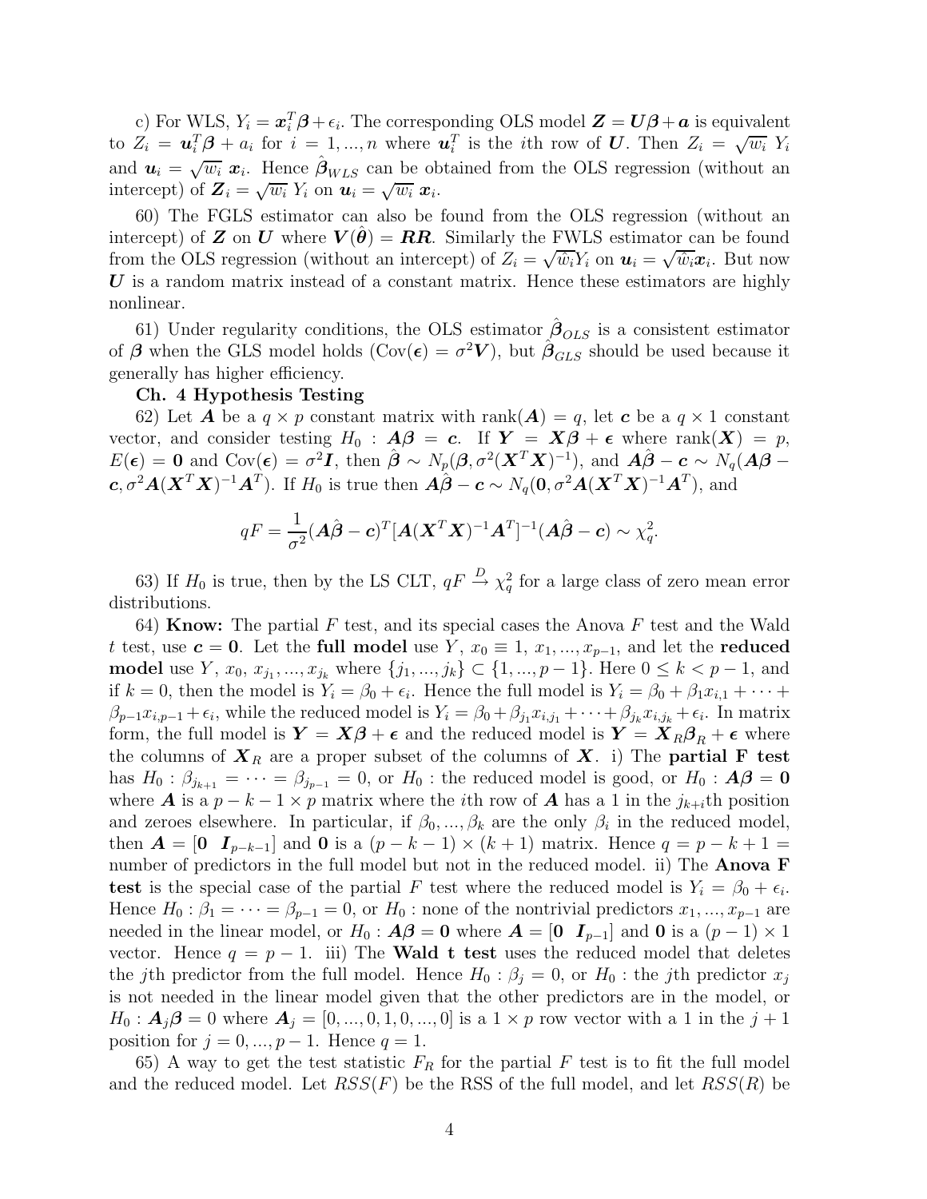c) For WLS, $Y_i = \boldsymbol{x}_i^T \boldsymbol{\beta} + \epsilon_i$. The corresponding OLS model $\boldsymbol{Z} = \boldsymbol{U}\boldsymbol{\beta} + \boldsymbol{a}$ is equivalent to $Z_i = \boldsymbol{u}_i^T \boldsymbol{\beta} + a_i$ for $i = 1, ..., n$ where $\boldsymbol{u}_i^T$ is the $i$th row of $\boldsymbol{U}$. Then $Z_i = \sqrt{w_i}\ Y_i$ and $\boldsymbol{u}_i = \sqrt{w_i}\ \boldsymbol{x}_i$. Hence $\hat{\boldsymbol{\beta}}_{WLS}$ can be obtained from the OLS regression (without an intercept) of $\boldsymbol{Z}_i = \sqrt{w_i}\ Y_i$ on $\boldsymbol{u}_i = \sqrt{w_i}\ \boldsymbol{x}_i$.

60) The FGLS estimator can also be found from the OLS regression (without an intercept) of $\boldsymbol{Z}$ on $\boldsymbol{U}$ where $\boldsymbol{V}(\hat{\boldsymbol{\theta}}) = \boldsymbol{R}\boldsymbol{R}$. Similarly the FWLS estimator can be found from the OLS regression (without an intercept) of $Z_i = \sqrt{\hat{w}_i} Y_i$ on $\boldsymbol{u}_i = \sqrt{\hat{w}_i}\boldsymbol{x}_i$. But now $\boldsymbol{U}$ is a random matrix instead of a constant matrix. Hence these estimators are highly nonlinear.

61) Under regularity conditions, the OLS estimator $\hat{\boldsymbol{\beta}}_{OLS}$ is a consistent estimator of $\boldsymbol{\beta}$ when the GLS model holds ($\text{Cov}(\boldsymbol{\epsilon}) = \sigma^2 \boldsymbol{V}$), but $\hat{\boldsymbol{\beta}}_{GLS}$ should be used because it generally has higher efficiency.

**Ch. 4 Hypothesis Testing**

62) Let $\boldsymbol{A}$ be a $q \times p$ constant matrix with rank($\boldsymbol{A}$) $= q$, let $\boldsymbol{c}$ be a $q \times 1$ constant vector, and consider testing $H_0 : \boldsymbol{A}\boldsymbol{\beta} = \boldsymbol{c}$. If $\boldsymbol{Y} = \boldsymbol{X}\boldsymbol{\beta} + \boldsymbol{\epsilon}$ where rank($\boldsymbol{X}$) $= p$, $E(\boldsymbol{\epsilon}) = \boldsymbol{0}$ and $\text{Cov}(\boldsymbol{\epsilon}) = \sigma^2 \boldsymbol{I}$, then $\hat{\boldsymbol{\beta}} \sim N_p(\boldsymbol{\beta}, \sigma^2(\boldsymbol{X}^T\boldsymbol{X})^{-1})$, and $\boldsymbol{A}\hat{\boldsymbol{\beta}} - \boldsymbol{c} \sim N_q(\boldsymbol{A}\boldsymbol{\beta} - \boldsymbol{c}, \sigma^2 \boldsymbol{A}(\boldsymbol{X}^T\boldsymbol{X})^{-1}\boldsymbol{A}^T)$. If $H_0$ is true then $\boldsymbol{A}\hat{\boldsymbol{\beta}} - \boldsymbol{c} \sim N_q(\boldsymbol{0}, \sigma^2 \boldsymbol{A}(\boldsymbol{X}^T\boldsymbol{X})^{-1}\boldsymbol{A}^T)$, and

$$qF = \frac{1}{\sigma^2}(\boldsymbol{A}\hat{\boldsymbol{\beta}} - \boldsymbol{c})^T [\boldsymbol{A}(\boldsymbol{X}^T\boldsymbol{X})^{-1}\boldsymbol{A}^T]^{-1}(\boldsymbol{A}\hat{\boldsymbol{\beta}} - \boldsymbol{c}) \sim \chi^2_q.$$

63) If $H_0$ is true, then by the LS CLT, $qF \xrightarrow{D} \chi^2_q$ for a large class of zero mean error distributions.

64) **Know:** The partial $F$ test, and its special cases the Anova $F$ test and the Wald $t$ test, use $\boldsymbol{c} = \boldsymbol{0}$. Let the **full model** use $Y$, $x_0 \equiv 1$, $x_1, ..., x_{p-1}$, and let the **reduced model** use $Y$, $x_0$, $x_{j_1}, ..., x_{j_k}$ where $\{j_1, ..., j_k\} \subset \{1, ..., p-1\}$. Here $0 \le k < p-1$, and if $k = 0$, then the model is $Y_i = \beta_0 + \epsilon_i$. Hence the full model is $Y_i = \beta_0 + \beta_1 x_{i,1} + \cdots + \beta_{p-1} x_{i,p-1} + \epsilon_i$, while the reduced model is $Y_i = \beta_0 + \beta_{j_1} x_{i,j_1} + \cdots + \beta_{j_k} x_{i,j_k} + \epsilon_i$. In matrix form, the full model is $\boldsymbol{Y} = \boldsymbol{X}\boldsymbol{\beta} + \boldsymbol{\epsilon}$ and the reduced model is $\boldsymbol{Y} = \boldsymbol{X}_R\boldsymbol{\beta}_R + \boldsymbol{\epsilon}$ where the columns of $\boldsymbol{X}_R$ are a proper subset of the columns of $\boldsymbol{X}$. i) The **partial F test** has $H_0 : \beta_{j_{k+1}} = \cdots = \beta_{j_{p-1}} = 0$, or $H_0$ : the reduced model is good, or $H_0 : \boldsymbol{A}\boldsymbol{\beta} = \boldsymbol{0}$ where $\boldsymbol{A}$ is a $p-k-1 \times p$ matrix where the $i$th row of $\boldsymbol{A}$ has a 1 in the $j_{k+i}$th position and zeroes elsewhere. In particular, if $\beta_0, ..., \beta_k$ are the only $\beta_i$ in the reduced model, then $\boldsymbol{A} = [\boldsymbol{0}\ \ \boldsymbol{I}_{p-k-1}]$ and $\boldsymbol{0}$ is a $(p-k-1) \times (k+1)$ matrix. Hence $q = p - k + 1 =$ number of predictors in the full model but not in the reduced model. ii) The **Anova F test** is the special case of the partial $F$ test where the reduced model is $Y_i = \beta_0 + \epsilon_i$. Hence $H_0 : \beta_1 = \cdots = \beta_{p-1} = 0$, or $H_0$ : none of the nontrivial predictors $x_1, ..., x_{p-1}$ are needed in the linear model, or $H_0 : \boldsymbol{A}\boldsymbol{\beta} = \boldsymbol{0}$ where $\boldsymbol{A} = [\boldsymbol{0}\ \ \boldsymbol{I}_{p-1}]$ and $\boldsymbol{0}$ is a $(p-1) \times 1$ vector. Hence $q = p - 1$. iii) The **Wald t test** uses the reduced model that deletes the $j$th predictor from the full model. Hence $H_0 : \beta_j = 0$, or $H_0$ : the $j$th predictor $x_j$ is not needed in the linear model given that the other predictors are in the model, or $H_0 : \boldsymbol{A}_j\boldsymbol{\beta} = 0$ where $\boldsymbol{A}_j = [0, ..., 0, 1, 0, ..., 0]$ is a $1 \times p$ row vector with a 1 in the $j+1$ position for $j = 0, ..., p-1$. Hence $q = 1$.

65) A way to get the test statistic $F_R$ for the partial $F$ test is to fit the full model and the reduced model. Let $RSS(F)$ be the RSS of the full model, and let $RSS(R)$ be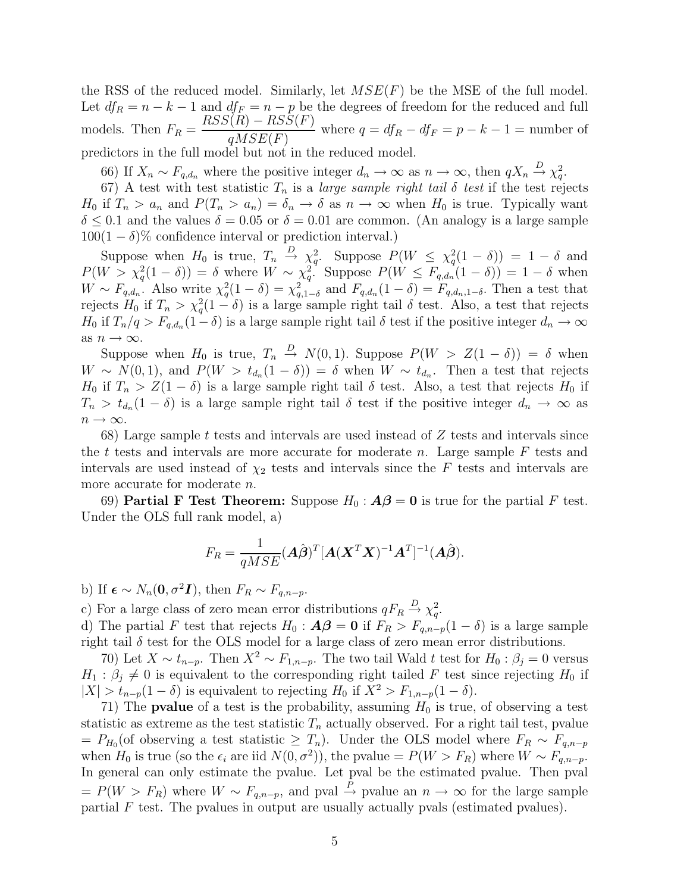the RSS of the reduced model. Similarly, let $MSE(F)$ be the MSE of the full model. Let $df_R = n - k - 1$ and $df_F = n - p$ be the degrees of freedom for the reduced and full models. Then $F_R = \dfrac{RSS(R) - RSS(F)}{qMSE(F)}$ where $q = df_R - df_F = p - k - 1 =$ number of predictors in the full model but not in the reduced model.

66) If $X_n \sim F_{q,d_n}$ where the positive integer $d_n \to \infty$ as $n \to \infty$, then $qX_n \xrightarrow{D} \chi^2_q$.

67) A test with test statistic $T_n$ is a *large sample right tail $\delta$ test* if the test rejects $H_0$ if $T_n > a_n$ and $P(T_n > a_n) = \delta_n \to \delta$ as $n \to \infty$ when $H_0$ is true. Typically want $\delta \leq 0.1$ and the values $\delta = 0.05$ or $\delta = 0.01$ are common. (An analogy is a large sample $100(1-\delta)\%$ confidence interval or prediction interval.)

Suppose when $H_0$ is true, $T_n \xrightarrow{D} \chi^2_q$. Suppose $P(W \leq \chi^2_q(1-\delta)) = 1 - \delta$ and $P(W > \chi^2_q(1-\delta)) = \delta$ where $W \sim \chi^2_q$. Suppose $P(W \leq F_{q,d_n}(1-\delta)) = 1 - \delta$ when $W \sim F_{q,d_n}$. Also write $\chi^2_q(1-\delta) = \chi^2_{q,1-\delta}$ and $F_{q,d_n}(1-\delta) = F_{q,d_n,1-\delta}$. Then a test that rejects $H_0$ if $T_n > \chi^2_q(1-\delta)$ is a large sample right tail $\delta$ test. Also, a test that rejects $H_0$ if $T_n/q > F_{q,d_n}(1-\delta)$ is a large sample right tail $\delta$ test if the positive integer $d_n \to \infty$ as $n \to \infty$.

Suppose when $H_0$ is true, $T_n \xrightarrow{D} N(0,1)$. Suppose $P(W > Z(1-\delta)) = \delta$ when $W \sim N(0,1)$, and $P(W > t_{d_n}(1-\delta)) = \delta$ when $W \sim t_{d_n}$. Then a test that rejects $H_0$ if $T_n > Z(1-\delta)$ is a large sample right tail $\delta$ test. Also, a test that rejects $H_0$ if $T_n > t_{d_n}(1-\delta)$ is a large sample right tail $\delta$ test if the positive integer $d_n \to \infty$ as $n \to \infty$.

68) Large sample $t$ tests and intervals are used instead of $Z$ tests and intervals since the $t$ tests and intervals are more accurate for moderate $n$. Large sample $F$ tests and intervals are used instead of $\chi_2$ tests and intervals since the $F$ tests and intervals are more accurate for moderate $n$.

69) **Partial F Test Theorem:** Suppose $H_0: \boldsymbol{A\beta} = \boldsymbol{0}$ is true for the partial $F$ test. Under the OLS full rank model, a)

$$F_R = \frac{1}{qMSE}(\boldsymbol{A}\hat{\boldsymbol{\beta}})^T[\boldsymbol{A}(\boldsymbol{X}^T\boldsymbol{X})^{-1}\boldsymbol{A}^T]^{-1}(\boldsymbol{A}\hat{\boldsymbol{\beta}}).$$

b) If $\boldsymbol{\epsilon} \sim N_n(\boldsymbol{0}, \sigma^2\boldsymbol{I})$, then $F_R \sim F_{q,n-p}$.
c) For a large class of zero mean error distributions $qF_R \xrightarrow{D} \chi^2_q$.
d) The partial $F$ test that rejects $H_0: \boldsymbol{A\beta} = \boldsymbol{0}$ if $F_R > F_{q,n-p}(1-\delta)$ is a large sample right tail $\delta$ test for the OLS model for a large class of zero mean error distributions.

70) Let $X \sim t_{n-p}$. Then $X^2 \sim F_{1,n-p}$. The two tail Wald $t$ test for $H_0: \beta_j = 0$ versus $H_1: \beta_j \neq 0$ is equivalent to the corresponding right tailed $F$ test since rejecting $H_0$ if $|X| > t_{n-p}(1-\delta)$ is equivalent to rejecting $H_0$ if $X^2 > F_{1,n-p}(1-\delta)$.

71) The **pvalue** of a test is the probability, assuming $H_0$ is true, of observing a test statistic as extreme as the test statistic $T_n$ actually observed. For a right tail test, pvalue $= P_{H_0}$(of observing a test statistic $\geq T_n$). Under the OLS model where $F_R \sim F_{q,n-p}$ when $H_0$ is true (so the $\epsilon_i$ are iid $N(0,\sigma^2)$), the pvalue $= P(W > F_R)$ where $W \sim F_{q,n-p}$. In general can only estimate the pvalue. Let pval be the estimated pvalue. Then pval $= P(W > F_R)$ where $W \sim F_{q,n-p}$, and pval $\xrightarrow{P}$ pvalue an $n \to \infty$ for the large sample partial $F$ test. The pvalues in output are usually actually pvals (estimated pvalues).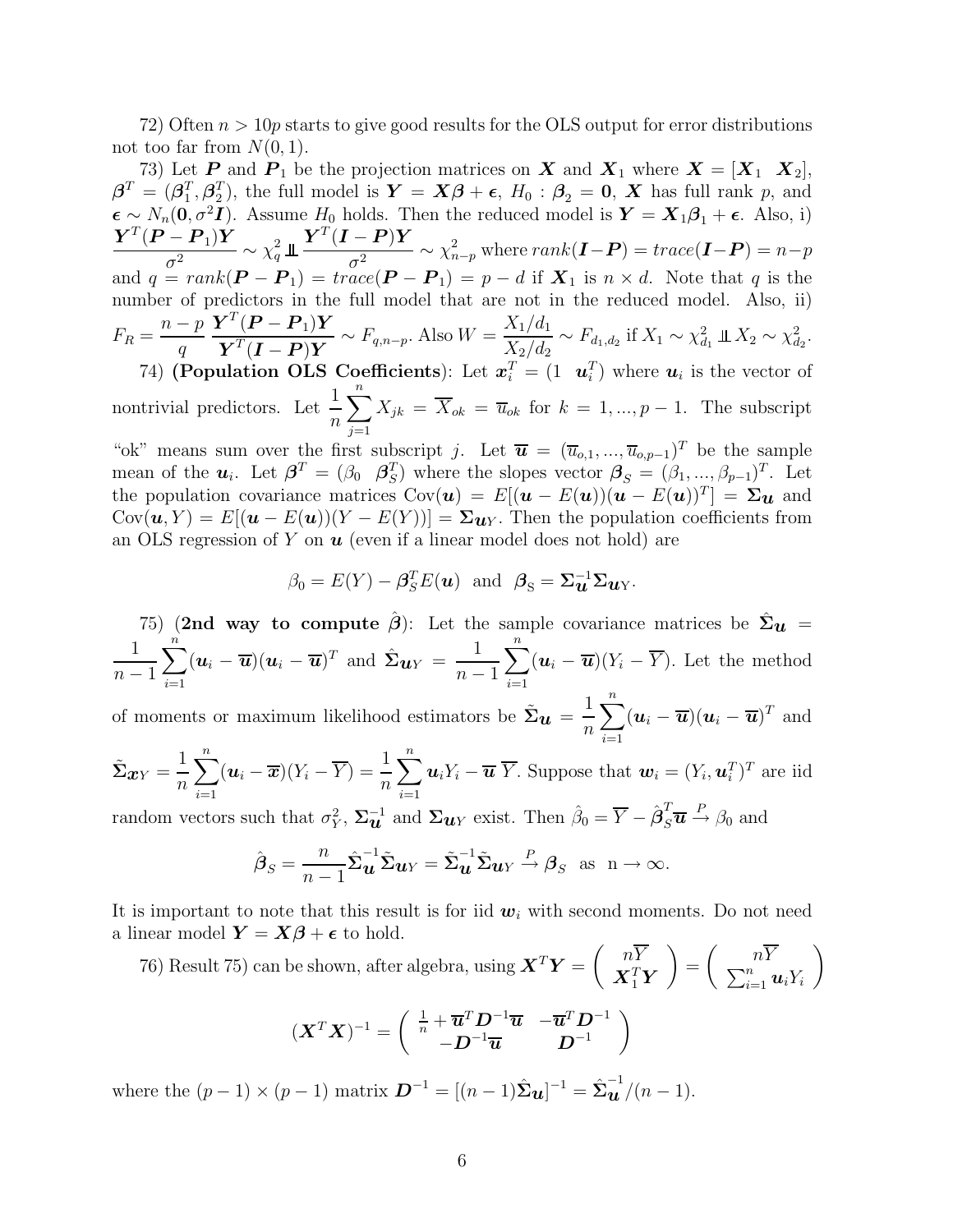72) Often $n > 10p$ starts to give good results for the OLS output for error distributions not too far from $N(0, 1)$.

73) Let $\boldsymbol{P}$ and $\boldsymbol{P}_1$ be the projection matrices on $\boldsymbol{X}$ and $\boldsymbol{X}_1$ where $\boldsymbol{X} = [\boldsymbol{X}_1 \;\; \boldsymbol{X}_2]$, $\boldsymbol{\beta}^T = (\boldsymbol{\beta}_1^T, \boldsymbol{\beta}_2^T)$, the full model is $\boldsymbol{Y} = \boldsymbol{X}\boldsymbol{\beta} + \boldsymbol{\epsilon}$, $H_0 : \boldsymbol{\beta}_2 = \boldsymbol{0}$, $\boldsymbol{X}$ has full rank $p$, and $\boldsymbol{\epsilon} \sim N_n(\boldsymbol{0}, \sigma^2 \boldsymbol{I})$. Assume $H_0$ holds. Then the reduced model is $\boldsymbol{Y} = \boldsymbol{X}_1\boldsymbol{\beta}_1 + \boldsymbol{\epsilon}$. Also, i) $\dfrac{\boldsymbol{Y}^T(\boldsymbol{P} - \boldsymbol{P}_1)\boldsymbol{Y}}{\sigma^2} \sim \chi^2_q \perp\!\!\!\perp \dfrac{\boldsymbol{Y}^T(\boldsymbol{I} - \boldsymbol{P})\boldsymbol{Y}}{\sigma^2} \sim \chi^2_{n-p}$ where $rank(\boldsymbol{I} - \boldsymbol{P}) = trace(\boldsymbol{I} - \boldsymbol{P}) = n - p$ and $q = rank(\boldsymbol{P} - \boldsymbol{P}_1) = trace(\boldsymbol{P} - \boldsymbol{P}_1) = p - d$ if $\boldsymbol{X}_1$ is $n \times d$. Note that $q$ is the number of predictors in the full model that are not in the reduced model. Also, ii) $F_R = \dfrac{n-p}{q} \dfrac{\boldsymbol{Y}^T(\boldsymbol{P} - \boldsymbol{P}_1)\boldsymbol{Y}}{\boldsymbol{Y}^T(\boldsymbol{I} - \boldsymbol{P})\boldsymbol{Y}} \sim F_{q,n-p}$. Also $W = \dfrac{X_1/d_1}{X_2/d_2} \sim F_{d_1,d_2}$ if $X_1 \sim \chi^2_{d_1} \perp\!\!\!\perp X_2 \sim \chi^2_{d_2}$.

74) **(Population OLS Coefficients)**: Let $\boldsymbol{x}_i^T = (1 \;\; \boldsymbol{u}_i^T)$ where $\boldsymbol{u}_i$ is the vector of nontrivial predictors. Let $\dfrac{1}{n}\sum_{j=1}^n X_{jk} = \overline{X}_{ok} = \overline{u}_{ok}$ for $k = 1, ..., p-1$. The subscript "ok" means sum over the first subscript $j$. Let $\overline{\boldsymbol{u}} = (\overline{u}_{o,1}, ..., \overline{u}_{o,p-1})^T$ be the sample mean of the $\boldsymbol{u}_i$. Let $\boldsymbol{\beta}^T = (\beta_0 \;\; \boldsymbol{\beta}_S^T)$ where the slopes vector $\boldsymbol{\beta}_S = (\beta_1, ..., \beta_{p-1})^T$. Let the population covariance matrices $\text{Cov}(\boldsymbol{u}) = E[(\boldsymbol{u} - E(\boldsymbol{u}))(\boldsymbol{u} - E(\boldsymbol{u}))^T] = \boldsymbol{\Sigma}_{\boldsymbol{u}}$ and $\text{Cov}(\boldsymbol{u}, Y) = E[(\boldsymbol{u} - E(\boldsymbol{u}))(Y - E(Y))] = \boldsymbol{\Sigma}_{\boldsymbol{u}Y}$. Then the population coefficients from an OLS regression of $Y$ on $\boldsymbol{u}$ (even if a linear model does not hold) are

$$\beta_0 = E(Y) - \boldsymbol{\beta}_S^T E(\boldsymbol{u}) \;\; \text{and} \;\; \boldsymbol{\beta}_{\text{S}} = \boldsymbol{\Sigma}_{\boldsymbol{u}}^{-1}\boldsymbol{\Sigma}_{\boldsymbol{u}\text{Y}}.$$

75) **(2nd way to compute $\hat{\boldsymbol{\beta}}$)**: Let the sample covariance matrices be $\hat{\boldsymbol{\Sigma}}_{\boldsymbol{u}} = \dfrac{1}{n-1}\sum_{i=1}^n (\boldsymbol{u}_i - \overline{\boldsymbol{u}})(\boldsymbol{u}_i - \overline{\boldsymbol{u}})^T$ and $\hat{\boldsymbol{\Sigma}}_{\boldsymbol{u}Y} = \dfrac{1}{n-1}\sum_{i=1}^n (\boldsymbol{u}_i - \overline{\boldsymbol{u}})(Y_i - \overline{Y})$. Let the method of moments or maximum likelihood estimators be $\tilde{\boldsymbol{\Sigma}}_{\boldsymbol{u}} = \dfrac{1}{n}\sum_{i=1}^n (\boldsymbol{u}_i - \overline{\boldsymbol{u}})(\boldsymbol{u}_i - \overline{\boldsymbol{u}})^T$ and $\tilde{\boldsymbol{\Sigma}}_{\boldsymbol{x}Y} = \dfrac{1}{n}\sum_{i=1}^n (\boldsymbol{u}_i - \overline{\boldsymbol{x}})(Y_i - \overline{Y}) = \dfrac{1}{n}\sum_{i=1}^n \boldsymbol{u}_i Y_i - \overline{\boldsymbol{u}}\, \overline{Y}$. Suppose that $\boldsymbol{w}_i = (Y_i, \boldsymbol{u}_i^T)^T$ are iid random vectors such that $\sigma_Y^2$, $\boldsymbol{\Sigma}_{\boldsymbol{u}}^{-1}$ and $\boldsymbol{\Sigma}_{\boldsymbol{u}Y}$ exist. Then $\hat{\beta}_0 = \overline{Y} - \hat{\boldsymbol{\beta}}_S^T \overline{\boldsymbol{u}} \xrightarrow{P} \beta_0$ and

$$\hat{\boldsymbol{\beta}}_S = \frac{n}{n-1}\hat{\boldsymbol{\Sigma}}_{\boldsymbol{u}}^{-1}\tilde{\boldsymbol{\Sigma}}_{\boldsymbol{u}Y} = \tilde{\boldsymbol{\Sigma}}_{\boldsymbol{u}}^{-1}\tilde{\boldsymbol{\Sigma}}_{\boldsymbol{u}Y} \xrightarrow{P} \boldsymbol{\beta}_S \;\; \text{as} \;\; \text{n} \to \infty.$$

It is important to note that this result is for iid $\boldsymbol{w}_i$ with second moments. Do not need a linear model $\boldsymbol{Y} = \boldsymbol{X}\boldsymbol{\beta} + \boldsymbol{\epsilon}$ to hold.

76) Result 75) can be shown, after algebra, using $\boldsymbol{X}^T\boldsymbol{Y} = \begin{pmatrix} n\overline{Y} \\ \boldsymbol{X}_1^T\boldsymbol{Y} \end{pmatrix} = \begin{pmatrix} n\overline{Y} \\ \sum_{i=1}^n \boldsymbol{u}_i Y_i \end{pmatrix}$

$$(\boldsymbol{X}^T\boldsymbol{X})^{-1} = \begin{pmatrix} \frac{1}{n} + \overline{\boldsymbol{u}}^T\boldsymbol{D}^{-1}\overline{\boldsymbol{u}} & -\overline{\boldsymbol{u}}^T\boldsymbol{D}^{-1} \\ -\boldsymbol{D}^{-1}\overline{\boldsymbol{u}} & \boldsymbol{D}^{-1} \end{pmatrix}$$

where the $(p-1) \times (p-1)$ matrix $\boldsymbol{D}^{-1} = [(n-1)\hat{\boldsymbol{\Sigma}}_{\boldsymbol{u}}]^{-1} = \hat{\boldsymbol{\Sigma}}_{\boldsymbol{u}}^{-1}/(n-1)$.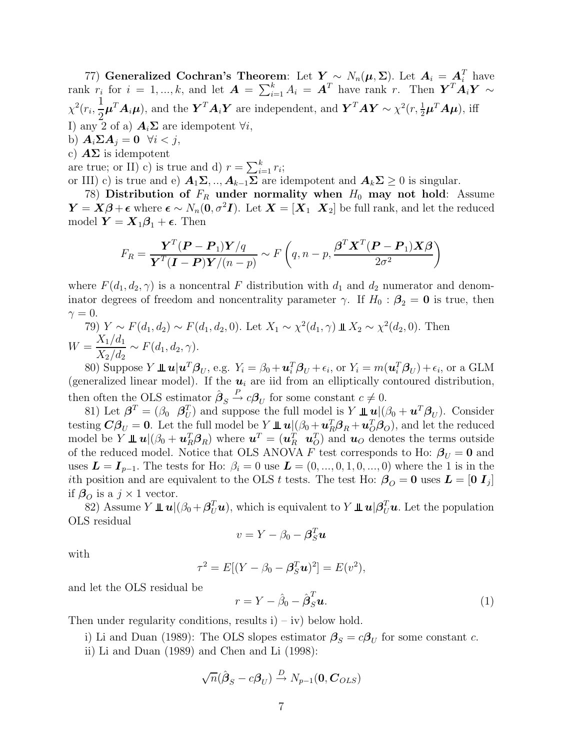77) **Generalized Cochran's Theorem**: Let $\boldsymbol{Y} \sim N_n(\boldsymbol{\mu}, \boldsymbol{\Sigma})$. Let $\boldsymbol{A}_i = \boldsymbol{A}_i^T$ have rank $r_i$ for $i = 1, ..., k$, and let $\boldsymbol{A} = \sum_{i=1}^k A_i = \boldsymbol{A}^T$ have rank $r$. Then $\boldsymbol{Y}^T\boldsymbol{A}_i\boldsymbol{Y} \sim \chi^2(r_i, \frac{1}{2}\boldsymbol{\mu}^T\boldsymbol{A}_i\boldsymbol{\mu})$, and the $\boldsymbol{Y}^T\boldsymbol{A}_i\boldsymbol{Y}$ are independent, and $\boldsymbol{Y}^T\boldsymbol{A}\boldsymbol{Y} \sim \chi^2(r, \frac{1}{2}\boldsymbol{\mu}^T\boldsymbol{A}\boldsymbol{\mu})$, iff

I) any 2 of a) $\boldsymbol{A}_i\boldsymbol{\Sigma}$ are idempotent $\forall i$,
b) $\boldsymbol{A}_i\boldsymbol{\Sigma}\boldsymbol{A}_j = \boldsymbol{0}$ $\forall i < j$,
c) $\boldsymbol{A}\boldsymbol{\Sigma}$ is idempotent
are true; or II) c) is true and d) $r = \sum_{i=1}^k r_i$;
or III) c) is true and e) $\boldsymbol{A}_1\boldsymbol{\Sigma}, .., \boldsymbol{A}_{k-1}\boldsymbol{\Sigma}$ are idempotent and $\boldsymbol{A}_k\boldsymbol{\Sigma} \geq 0$ is singular.

78) **Distribution of $F_R$ under normality when $H_0$ may not hold**: Assume $\boldsymbol{Y} = \boldsymbol{X}\boldsymbol{\beta} + \boldsymbol{\epsilon}$ where $\boldsymbol{\epsilon} \sim N_n(\boldsymbol{0}, \sigma^2\boldsymbol{I})$. Let $\boldsymbol{X} = [\boldsymbol{X}_1 \ \ \boldsymbol{X}_2]$ be full rank, and let the reduced model $\boldsymbol{Y} = \boldsymbol{X}_1\boldsymbol{\beta}_1 + \boldsymbol{\epsilon}$. Then

$$F_R = \frac{\boldsymbol{Y}^T(\boldsymbol{P} - \boldsymbol{P}_1)\boldsymbol{Y}/q}{\boldsymbol{Y}^T(\boldsymbol{I} - \boldsymbol{P})\boldsymbol{Y}/(n-p)} \sim F\left(q, n-p, \frac{\boldsymbol{\beta}^T\boldsymbol{X}^T(\boldsymbol{P} - \boldsymbol{P}_1)\boldsymbol{X}\boldsymbol{\beta}}{2\sigma^2}\right)$$

where $F(d_1, d_2, \gamma)$ is a noncentral $F$ distribution with $d_1$ and $d_2$ numerator and denominator degrees of freedom and noncentrality parameter $\gamma$. If $H_0 : \boldsymbol{\beta}_2 = \boldsymbol{0}$ is true, then $\gamma = 0$.

79) $Y \sim F(d_1, d_2) \sim F(d_1, d_2, 0)$. Let $X_1 \sim \chi^2(d_1, \gamma) \perp\!\!\!\perp X_2 \sim \chi^2(d_2, 0)$. Then $W = \dfrac{X_1/d_1}{X_2/d_2} \sim F(d_1, d_2, \gamma)$.

80) Suppose $Y \perp\!\!\!\perp \boldsymbol{u} | \boldsymbol{u}^T\boldsymbol{\beta}_U$, e.g. $Y_i = \beta_0 + \boldsymbol{u}_i^T\boldsymbol{\beta}_U + \epsilon_i$, or $Y_i = m(\boldsymbol{u}_i^T\boldsymbol{\beta}_U) + \epsilon_i$, or a GLM (generalized linear model). If the $\boldsymbol{u}_i$ are iid from an elliptically contoured distribution, then often the OLS estimator $\hat{\boldsymbol{\beta}}_S \xrightarrow{P} c\boldsymbol{\beta}_U$ for some constant $c \neq 0$.

81) Let $\boldsymbol{\beta}^T = (\beta_0 \ \ \boldsymbol{\beta}_U^T)$ and suppose the full model is $Y \perp\!\!\!\perp \boldsymbol{u} | (\beta_0 + \boldsymbol{u}^T\boldsymbol{\beta}_U)$. Consider testing $\boldsymbol{C}\boldsymbol{\beta}_U = \boldsymbol{0}$. Let the full model be $Y \perp\!\!\!\perp \boldsymbol{u} | (\beta_0 + \boldsymbol{u}_R^T\boldsymbol{\beta}_R + \boldsymbol{u}_O^T\boldsymbol{\beta}_O)$, and let the reduced model be $Y \perp\!\!\!\perp \boldsymbol{u} | (\beta_0 + \boldsymbol{u}_R^T\boldsymbol{\beta}_R)$ where $\boldsymbol{u}^T = (\boldsymbol{u}_R^T \ \ \boldsymbol{u}_O^T)$ and $\boldsymbol{u}_O$ denotes the terms outside of the reduced model. Notice that OLS ANOVA $F$ test corresponds to Ho: $\boldsymbol{\beta}_U = \boldsymbol{0}$ and uses $\boldsymbol{L} = \boldsymbol{I}_{p-1}$. The tests for Ho: $\beta_i = 0$ use $\boldsymbol{L} = (0, ..., 0, 1, 0, ..., 0)$ where the 1 is in the $i$th position and are equivalent to the OLS $t$ tests. The test Ho: $\boldsymbol{\beta}_O = \boldsymbol{0}$ uses $\boldsymbol{L} = [\boldsymbol{0} \ \boldsymbol{I}_j]$ if $\boldsymbol{\beta}_O$ is a $j \times 1$ vector.

82) Assume $Y \perp\!\!\!\perp \boldsymbol{u} | (\beta_0 + \boldsymbol{\beta}_U^T\boldsymbol{u})$, which is equivalent to $Y \perp\!\!\!\perp \boldsymbol{u} | \boldsymbol{\beta}_U^T\boldsymbol{u}$. Let the population OLS residual

$$v = Y - \beta_0 - \boldsymbol{\beta}_S^T\boldsymbol{u}$$

with

$$\tau^2 = E[(Y - \beta_0 - \boldsymbol{\beta}_S^T\boldsymbol{u})^2] = E(v^2),$$

and let the OLS residual be

$$r = Y - \hat{\beta}_0 - \hat{\boldsymbol{\beta}}_S^T\boldsymbol{u}. \tag{1}$$

Then under regularity conditions, results i) – iv) below hold.

i) Li and Duan (1989): The OLS slopes estimator $\boldsymbol{\beta}_S = c\boldsymbol{\beta}_U$ for some constant $c$.

ii) Li and Duan (1989) and Chen and Li (1998):

$$\sqrt{n}(\hat{\boldsymbol{\beta}}_S - c\boldsymbol{\beta}_U) \xrightarrow{D} N_{p-1}(\boldsymbol{0}, \boldsymbol{C}_{OLS})$$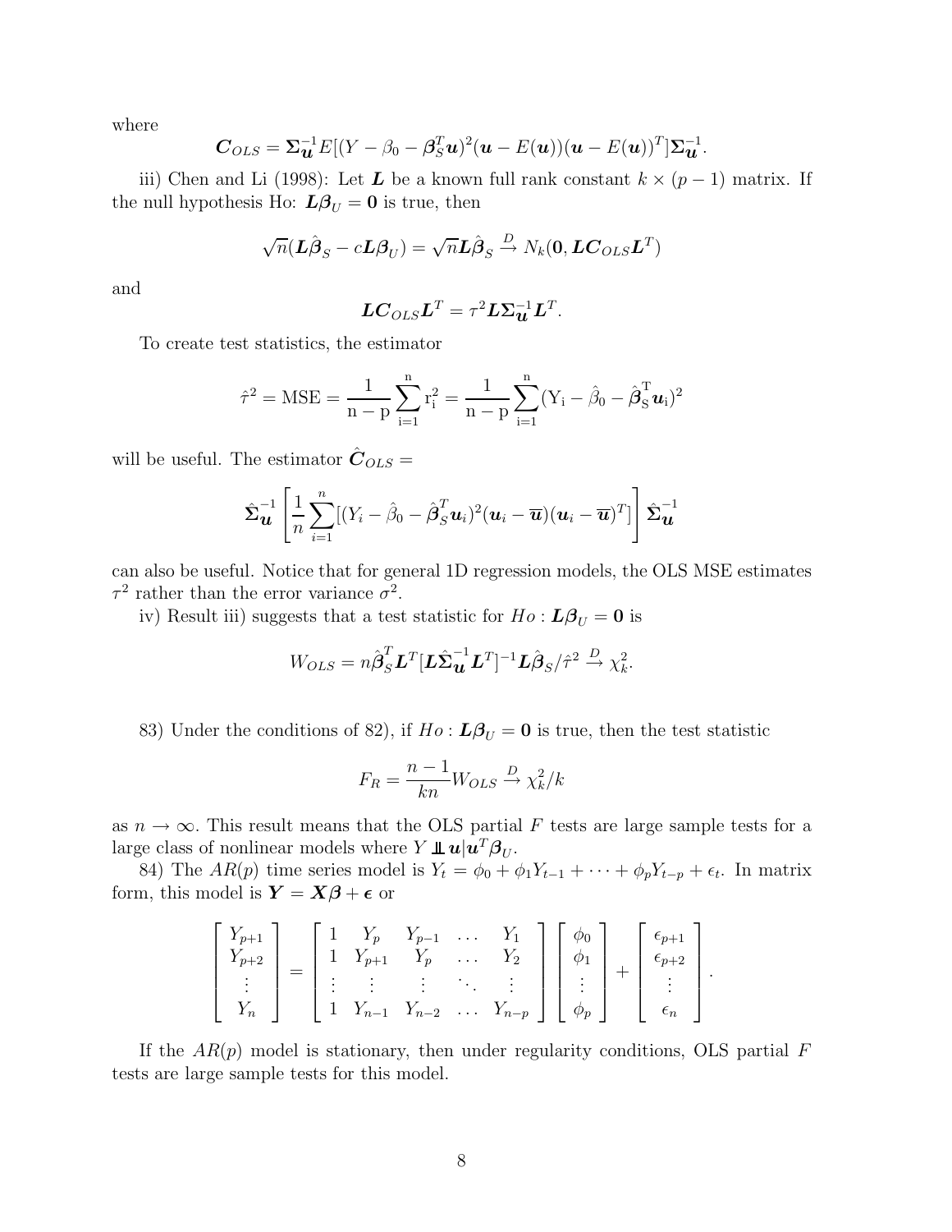where

$$\boldsymbol{C}_{OLS} = \boldsymbol{\Sigma}_{\boldsymbol{u}}^{-1} E[(Y - \beta_0 - \boldsymbol{\beta}_S^T \boldsymbol{u})^2 (\boldsymbol{u} - E(\boldsymbol{u}))(\boldsymbol{u} - E(\boldsymbol{u}))^T] \boldsymbol{\Sigma}_{\boldsymbol{u}}^{-1}.$$

iii) Chen and Li (1998): Let $\boldsymbol{L}$ be a known full rank constant $k \times (p-1)$ matrix. If the null hypothesis Ho: $\boldsymbol{L}\boldsymbol{\beta}_U = \boldsymbol{0}$ is true, then

$$\sqrt{n}(\boldsymbol{L}\hat{\boldsymbol{\beta}}_S - c\boldsymbol{L}\boldsymbol{\beta}_U) = \sqrt{n}\boldsymbol{L}\hat{\boldsymbol{\beta}}_S \xrightarrow{D} N_k(\boldsymbol{0}, \boldsymbol{L}\boldsymbol{C}_{OLS}\boldsymbol{L}^T)$$

and

$$\boldsymbol{L}\boldsymbol{C}_{OLS}\boldsymbol{L}^T = \tau^2 \boldsymbol{L}\boldsymbol{\Sigma}_{\boldsymbol{u}}^{-1}\boldsymbol{L}^T.$$

To create test statistics, the estimator

$$\hat{\tau}^2 = \mathrm{MSE} = \frac{1}{\mathrm{n-p}} \sum_{\mathrm{i=1}}^{\mathrm{n}} \mathrm{r_i^2} = \frac{1}{\mathrm{n-p}} \sum_{\mathrm{i=1}}^{\mathrm{n}} (\mathrm{Y_i} - \hat{\beta}_0 - \hat{\boldsymbol{\beta}}_{\mathrm{S}}^{\mathrm{T}} \boldsymbol{u}_{\mathrm{i}})^2$$

will be useful. The estimator $\hat{\boldsymbol{C}}_{OLS} =$

$$\hat{\boldsymbol{\Sigma}}_{\boldsymbol{u}}^{-1} \left[ \frac{1}{n} \sum_{i=1}^{n} [(Y_i - \hat{\beta}_0 - \hat{\boldsymbol{\beta}}_S^T \boldsymbol{u}_i)^2 (\boldsymbol{u}_i - \overline{\boldsymbol{u}})(\boldsymbol{u}_i - \overline{\boldsymbol{u}})^T] \right] \hat{\boldsymbol{\Sigma}}_{\boldsymbol{u}}^{-1}$$

can also be useful. Notice that for general 1D regression models, the OLS MSE estimates $\tau^2$ rather than the error variance $\sigma^2$.

iv) Result iii) suggests that a test statistic for $Ho: \boldsymbol{L}\boldsymbol{\beta}_U = \boldsymbol{0}$ is

$$W_{OLS} = n\hat{\boldsymbol{\beta}}_S^T \boldsymbol{L}^T [\boldsymbol{L}\hat{\boldsymbol{\Sigma}}_{\boldsymbol{u}}^{-1}\boldsymbol{L}^T]^{-1} \boldsymbol{L}\hat{\boldsymbol{\beta}}_S / \hat{\tau}^2 \xrightarrow{D} \chi_k^2.$$

83) Under the conditions of 82), if $Ho: \boldsymbol{L}\boldsymbol{\beta}_U = \boldsymbol{0}$ is true, then the test statistic

$$F_R = \frac{n-1}{kn} W_{OLS} \xrightarrow{D} \chi_k^2 / k$$

as $n \to \infty$. This result means that the OLS partial $F$ tests are large sample tests for a large class of nonlinear models where $Y \perp\!\!\!\perp \boldsymbol{u} | \boldsymbol{u}^T \boldsymbol{\beta}_U$.

84) The $AR(p)$ time series model is $Y_t = \phi_0 + \phi_1 Y_{t-1} + \cdots + \phi_p Y_{t-p} + \epsilon_t$. In matrix form, this model is $\boldsymbol{Y} = \boldsymbol{X}\boldsymbol{\beta} + \boldsymbol{\epsilon}$ or

$$\begin{bmatrix} Y_{p+1} \\ Y_{p+2} \\ \vdots \\ Y_n \end{bmatrix} = \begin{bmatrix} 1 & Y_p & Y_{p-1} & \ldots & Y_1 \\ 1 & Y_{p+1} & Y_p & \ldots & Y_2 \\ \vdots & \vdots & \vdots & \ddots & \vdots \\ 1 & Y_{n-1} & Y_{n-2} & \ldots & Y_{n-p} \end{bmatrix} \begin{bmatrix} \phi_0 \\ \phi_1 \\ \vdots \\ \phi_p \end{bmatrix} + \begin{bmatrix} \epsilon_{p+1} \\ \epsilon_{p+2} \\ \vdots \\ \epsilon_n \end{bmatrix}.$$

If the $AR(p)$ model is stationary, then under regularity conditions, OLS partial $F$ tests are large sample tests for this model.